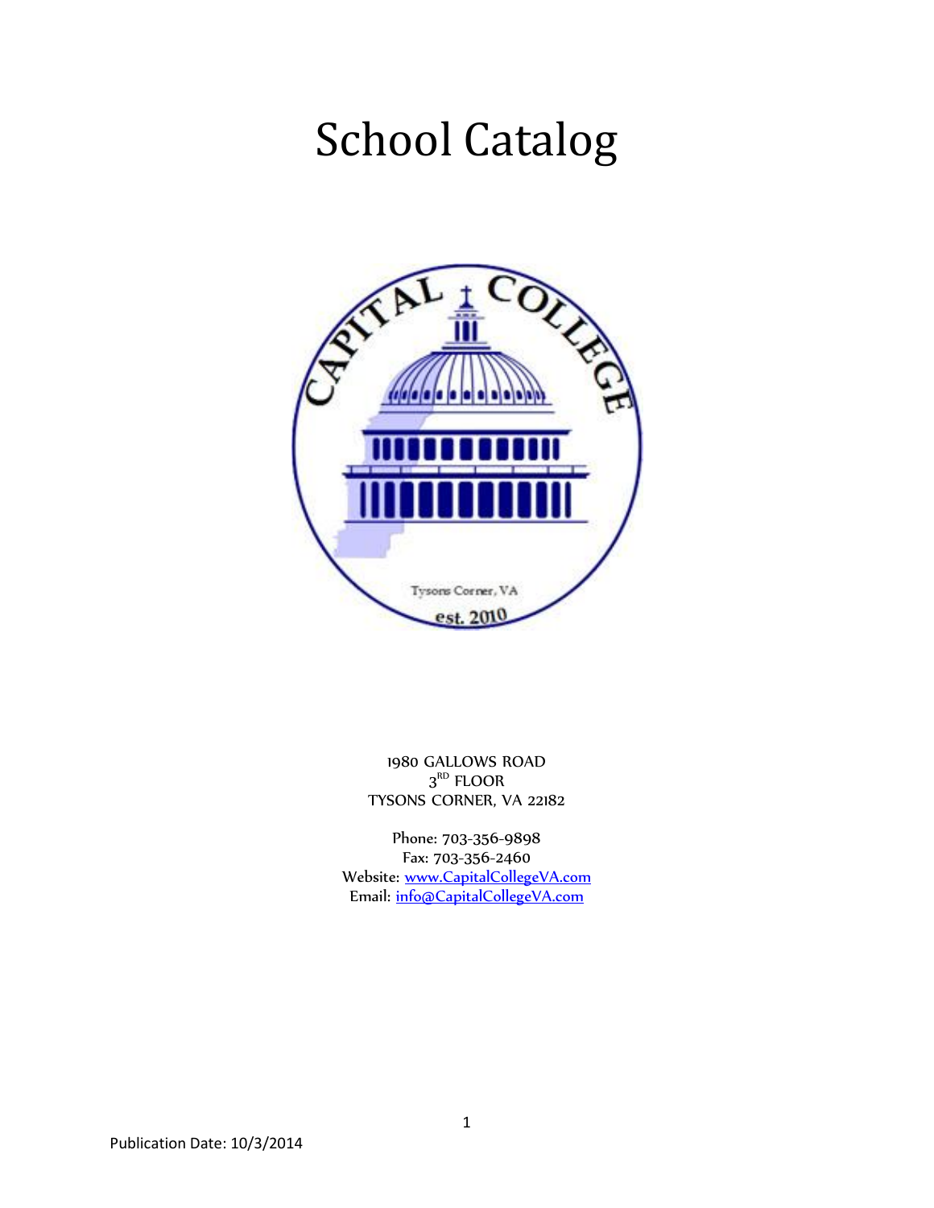# School Catalog

1980 GALLOWS ROAD
3RD FLOOR
TYSONS CORNER, VA 22182

Phone: 703-356-9898
Fax: 703-356-2460
Website: www.CapitalCollegeVA.com
Email: info@CapitalCollegeVA.com

Publication Date: 10/3/2014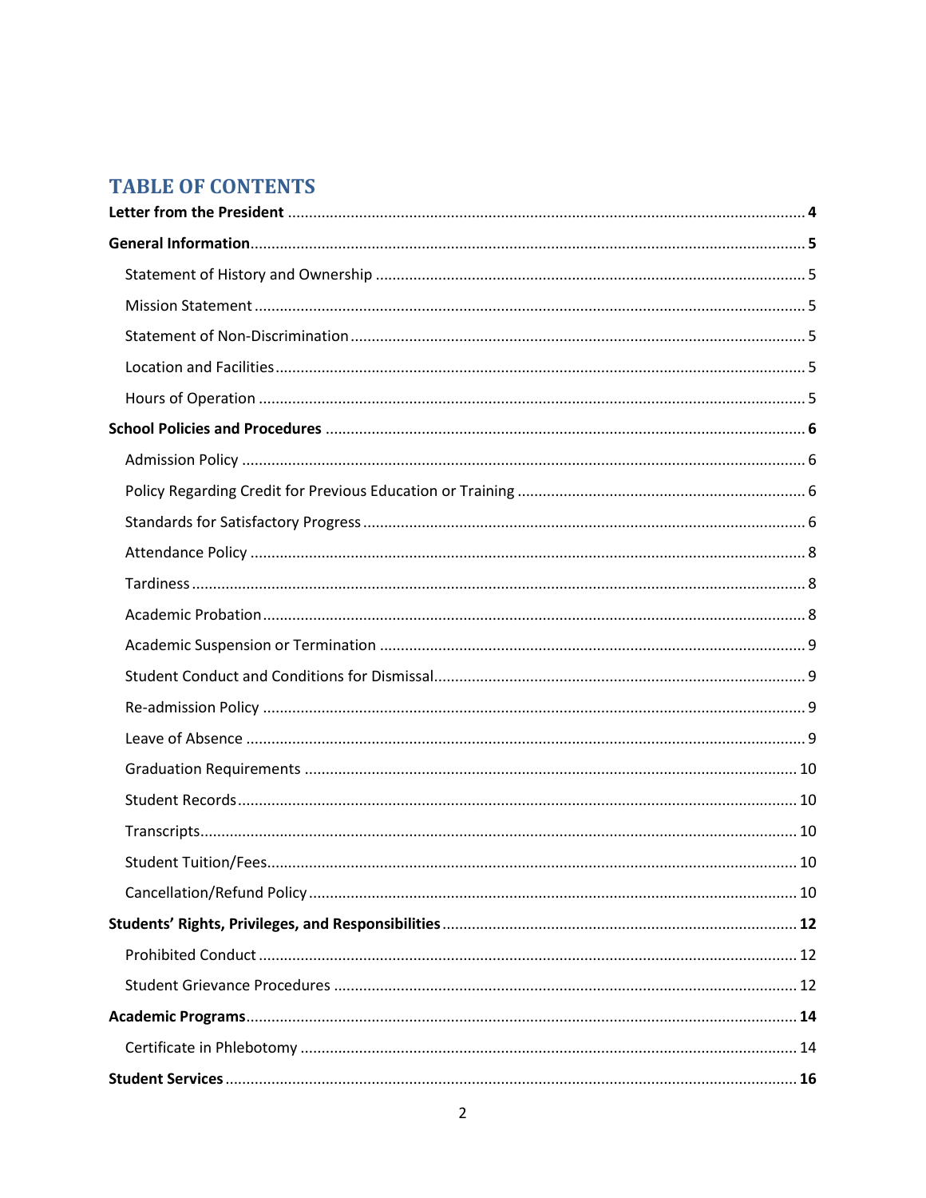# TABLE OF CONTENTS

**Letter from the President** .......... **4**

**General Information** .......... **5**

- Statement of History and Ownership .......... 5
- Mission Statement .......... 5
- Statement of Non-Discrimination .......... 5
- Location and Facilities .......... 5
- Hours of Operation .......... 5

**School Policies and Procedures** .......... **6**

- Admission Policy .......... 6
- Policy Regarding Credit for Previous Education or Training .......... 6
- Standards for Satisfactory Progress .......... 6
- Attendance Policy .......... 8
- Tardiness .......... 8
- Academic Probation .......... 8
- Academic Suspension or Termination .......... 9
- Student Conduct and Conditions for Dismissal .......... 9
- Re-admission Policy .......... 9
- Leave of Absence .......... 9
- Graduation Requirements .......... 10
- Student Records .......... 10
- Transcripts .......... 10
- Student Tuition/Fees .......... 10
- Cancellation/Refund Policy .......... 10

**Students' Rights, Privileges, and Responsibilities** .......... **12**

- Prohibited Conduct .......... 12
- Student Grievance Procedures .......... 12

**Academic Programs** .......... **14**

- Certificate in Phlebotomy .......... 14

**Student Services** .......... **16**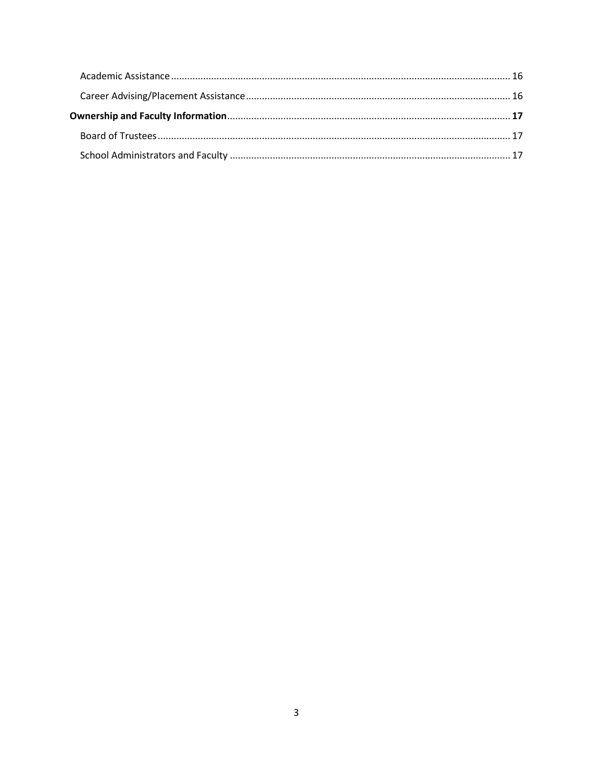Academic Assistance ..................................................................................................................... 16

Career Advising/Placement Assistance ......................................................................................... 16

**Ownership and Faculty Information** ........................................................................................ **17**

Board of Trustees .......................................................................................................................... 17

School Administrators and Faculty ............................................................................................... 17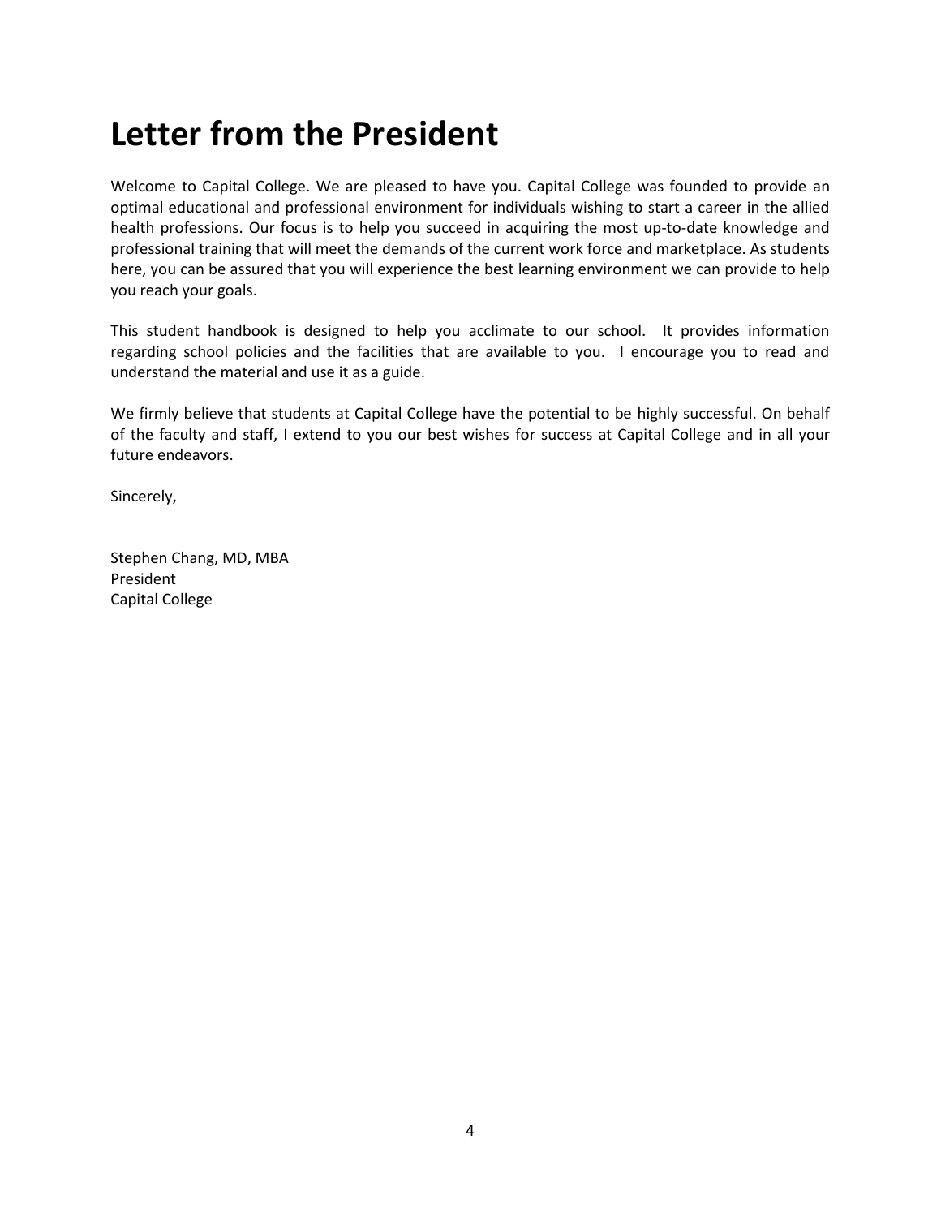# Letter from the President

Welcome to Capital College. We are pleased to have you. Capital College was founded to provide an optimal educational and professional environment for individuals wishing to start a career in the allied health professions. Our focus is to help you succeed in acquiring the most up-to-date knowledge and professional training that will meet the demands of the current work force and marketplace. As students here, you can be assured that you will experience the best learning environment we can provide to help you reach your goals.

This student handbook is designed to help you acclimate to our school. It provides information regarding school policies and the facilities that are available to you. I encourage you to read and understand the material and use it as a guide.

We firmly believe that students at Capital College have the potential to be highly successful. On behalf of the faculty and staff, I extend to you our best wishes for success at Capital College and in all your future endeavors.

Sincerely,

Stephen Chang, MD, MBA
President
Capital College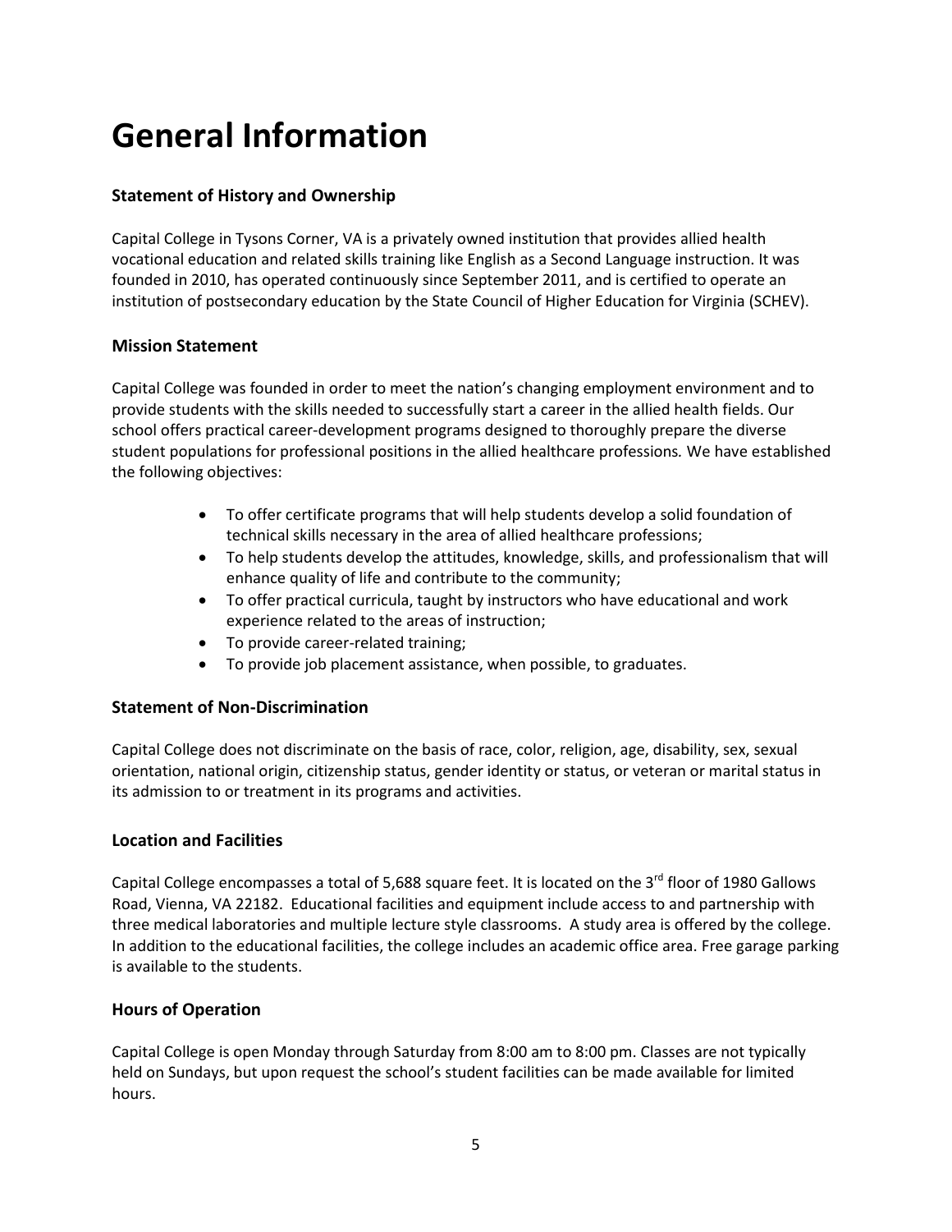# General Information

### Statement of History and Ownership

Capital College in Tysons Corner, VA is a privately owned institution that provides allied health vocational education and related skills training like English as a Second Language instruction. It was founded in 2010, has operated continuously since September 2011, and is certified to operate an institution of postsecondary education by the State Council of Higher Education for Virginia (SCHEV).

### Mission Statement

Capital College was founded in order to meet the nation's changing employment environment and to provide students with the skills needed to successfully start a career in the allied health fields. Our school offers practical career-development programs designed to thoroughly prepare the diverse student populations for professional positions in the allied healthcare professions. We have established the following objectives:

- To offer certificate programs that will help students develop a solid foundation of technical skills necessary in the area of allied healthcare professions;
- To help students develop the attitudes, knowledge, skills, and professionalism that will enhance quality of life and contribute to the community;
- To offer practical curricula, taught by instructors who have educational and work experience related to the areas of instruction;
- To provide career-related training;
- To provide job placement assistance, when possible, to graduates.

### Statement of Non-Discrimination

Capital College does not discriminate on the basis of race, color, religion, age, disability, sex, sexual orientation, national origin, citizenship status, gender identity or status, or veteran or marital status in its admission to or treatment in its programs and activities.

### Location and Facilities

Capital College encompasses a total of 5,688 square feet. It is located on the 3rd floor of 1980 Gallows Road, Vienna, VA 22182. Educational facilities and equipment include access to and partnership with three medical laboratories and multiple lecture style classrooms. A study area is offered by the college. In addition to the educational facilities, the college includes an academic office area. Free garage parking is available to the students.

### Hours of Operation

Capital College is open Monday through Saturday from 8:00 am to 8:00 pm. Classes are not typically held on Sundays, but upon request the school's student facilities can be made available for limited hours.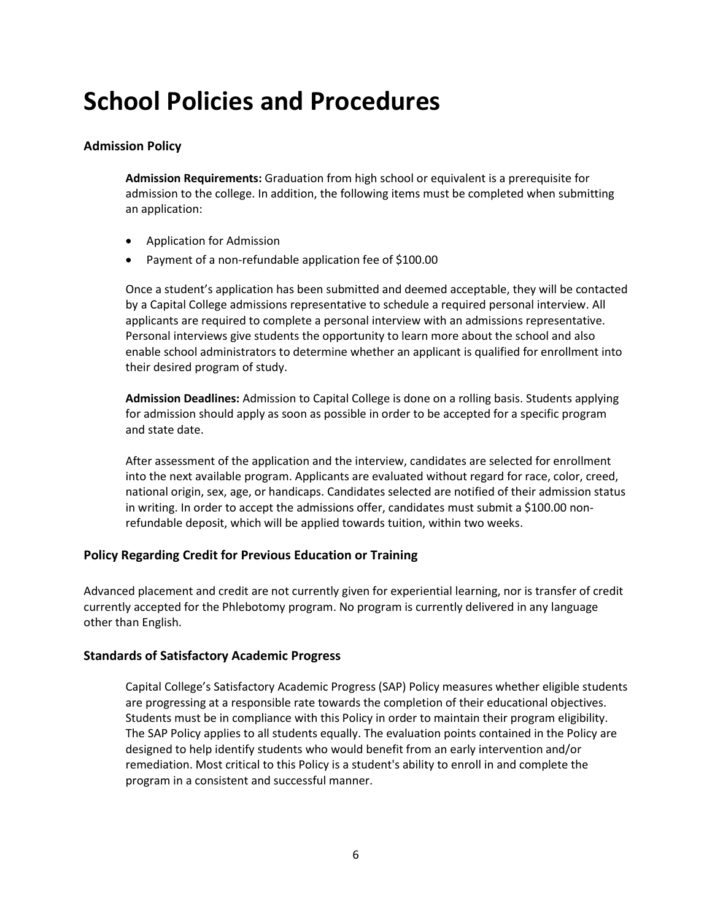# School Policies and Procedures

## Admission Policy

**Admission Requirements:** Graduation from high school or equivalent is a prerequisite for admission to the college. In addition, the following items must be completed when submitting an application:

- Application for Admission
- Payment of a non-refundable application fee of $100.00

Once a student's application has been submitted and deemed acceptable, they will be contacted by a Capital College admissions representative to schedule a required personal interview. All applicants are required to complete a personal interview with an admissions representative. Personal interviews give students the opportunity to learn more about the school and also enable school administrators to determine whether an applicant is qualified for enrollment into their desired program of study.

**Admission Deadlines:** Admission to Capital College is done on a rolling basis. Students applying for admission should apply as soon as possible in order to be accepted for a specific program and state date.

After assessment of the application and the interview, candidates are selected for enrollment into the next available program. Applicants are evaluated without regard for race, color, creed, national origin, sex, age, or handicaps. Candidates selected are notified of their admission status in writing. In order to accept the admissions offer, candidates must submit a $100.00 non-refundable deposit, which will be applied towards tuition, within two weeks.

## Policy Regarding Credit for Previous Education or Training

Advanced placement and credit are not currently given for experiential learning, nor is transfer of credit currently accepted for the Phlebotomy program. No program is currently delivered in any language other than English.

## Standards of Satisfactory Academic Progress

Capital College's Satisfactory Academic Progress (SAP) Policy measures whether eligible students are progressing at a responsible rate towards the completion of their educational objectives. Students must be in compliance with this Policy in order to maintain their program eligibility. The SAP Policy applies to all students equally. The evaluation points contained in the Policy are designed to help identify students who would benefit from an early intervention and/or remediation. Most critical to this Policy is a student's ability to enroll in and complete the program in a consistent and successful manner.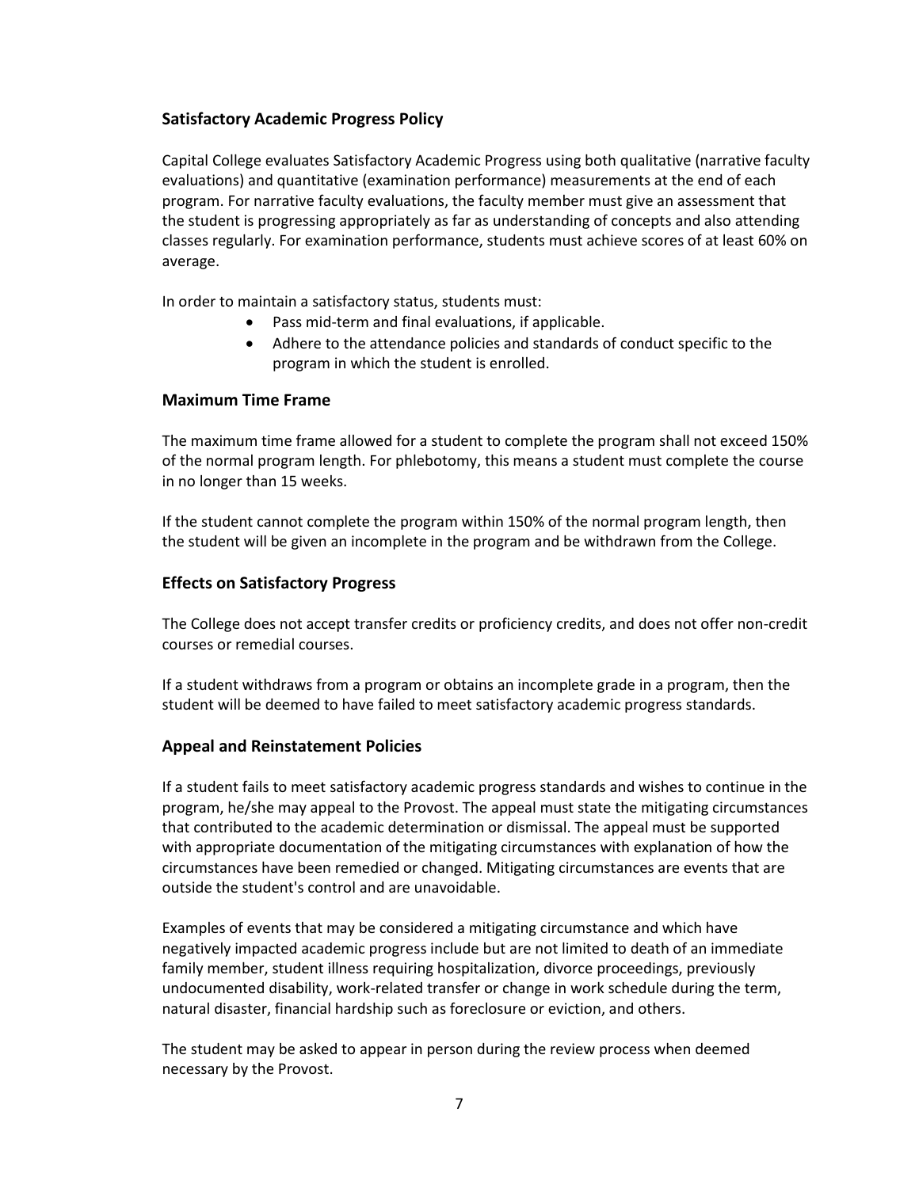### Satisfactory Academic Progress Policy

Capital College evaluates Satisfactory Academic Progress using both qualitative (narrative faculty evaluations) and quantitative (examination performance) measurements at the end of each program. For narrative faculty evaluations, the faculty member must give an assessment that the student is progressing appropriately as far as understanding of concepts and also attending classes regularly. For examination performance, students must achieve scores of at least 60% on average.

In order to maintain a satisfactory status, students must:

- Pass mid-term and final evaluations, if applicable.
- Adhere to the attendance policies and standards of conduct specific to the program in which the student is enrolled.

### Maximum Time Frame

The maximum time frame allowed for a student to complete the program shall not exceed 150% of the normal program length. For phlebotomy, this means a student must complete the course in no longer than 15 weeks.

If the student cannot complete the program within 150% of the normal program length, then the student will be given an incomplete in the program and be withdrawn from the College.

### Effects on Satisfactory Progress

The College does not accept transfer credits or proficiency credits, and does not offer non-credit courses or remedial courses.

If a student withdraws from a program or obtains an incomplete grade in a program, then the student will be deemed to have failed to meet satisfactory academic progress standards.

### Appeal and Reinstatement Policies

If a student fails to meet satisfactory academic progress standards and wishes to continue in the program, he/she may appeal to the Provost. The appeal must state the mitigating circumstances that contributed to the academic determination or dismissal. The appeal must be supported with appropriate documentation of the mitigating circumstances with explanation of how the circumstances have been remedied or changed. Mitigating circumstances are events that are outside the student's control and are unavoidable.

Examples of events that may be considered a mitigating circumstance and which have negatively impacted academic progress include but are not limited to death of an immediate family member, student illness requiring hospitalization, divorce proceedings, previously undocumented disability, work-related transfer or change in work schedule during the term, natural disaster, financial hardship such as foreclosure or eviction, and others.

The student may be asked to appear in person during the review process when deemed necessary by the Provost.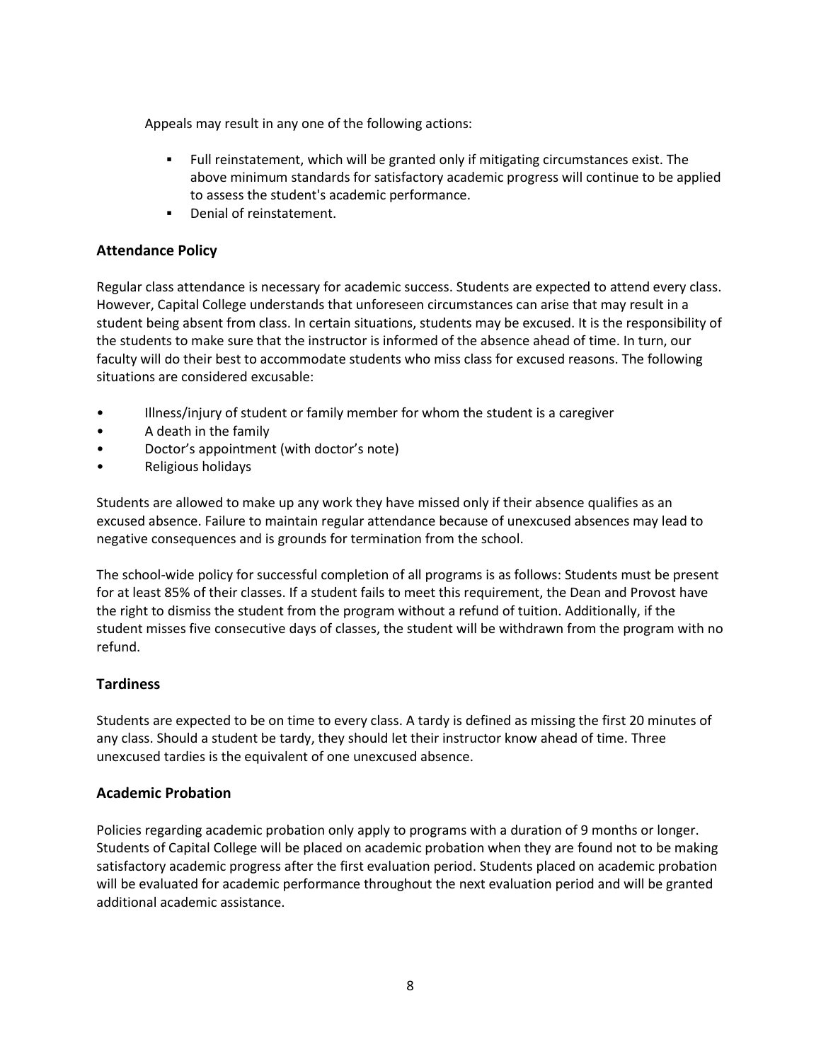Appeals may result in any one of the following actions:

- Full reinstatement, which will be granted only if mitigating circumstances exist. The above minimum standards for satisfactory academic progress will continue to be applied to assess the student's academic performance.
- Denial of reinstatement.

### Attendance Policy

Regular class attendance is necessary for academic success. Students are expected to attend every class. However, Capital College understands that unforeseen circumstances can arise that may result in a student being absent from class. In certain situations, students may be excused. It is the responsibility of the students to make sure that the instructor is informed of the absence ahead of time. In turn, our faculty will do their best to accommodate students who miss class for excused reasons. The following situations are considered excusable:

- Illness/injury of student or family member for whom the student is a caregiver
- A death in the family
- Doctor's appointment (with doctor's note)
- Religious holidays

Students are allowed to make up any work they have missed only if their absence qualifies as an excused absence. Failure to maintain regular attendance because of unexcused absences may lead to negative consequences and is grounds for termination from the school.

The school-wide policy for successful completion of all programs is as follows: Students must be present for at least 85% of their classes. If a student fails to meet this requirement, the Dean and Provost have the right to dismiss the student from the program without a refund of tuition. Additionally, if the student misses five consecutive days of classes, the student will be withdrawn from the program with no refund.

### Tardiness

Students are expected to be on time to every class. A tardy is defined as missing the first 20 minutes of any class. Should a student be tardy, they should let their instructor know ahead of time. Three unexcused tardies is the equivalent of one unexcused absence.

### Academic Probation

Policies regarding academic probation only apply to programs with a duration of 9 months or longer. Students of Capital College will be placed on academic probation when they are found not to be making satisfactory academic progress after the first evaluation period. Students placed on academic probation will be evaluated for academic performance throughout the next evaluation period and will be granted additional academic assistance.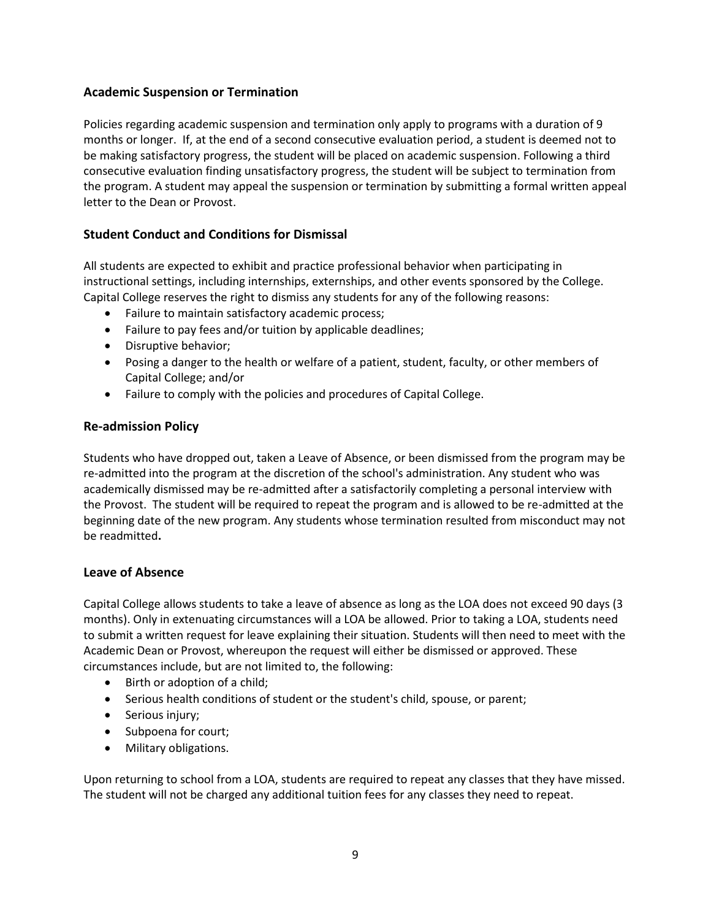## Academic Suspension or Termination

Policies regarding academic suspension and termination only apply to programs with a duration of 9 months or longer. If, at the end of a second consecutive evaluation period, a student is deemed not to be making satisfactory progress, the student will be placed on academic suspension. Following a third consecutive evaluation finding unsatisfactory progress, the student will be subject to termination from the program. A student may appeal the suspension or termination by submitting a formal written appeal letter to the Dean or Provost.

## Student Conduct and Conditions for Dismissal

All students are expected to exhibit and practice professional behavior when participating in instructional settings, including internships, externships, and other events sponsored by the College. Capital College reserves the right to dismiss any students for any of the following reasons:

- Failure to maintain satisfactory academic process;
- Failure to pay fees and/or tuition by applicable deadlines;
- Disruptive behavior;
- Posing a danger to the health or welfare of a patient, student, faculty, or other members of Capital College; and/or
- Failure to comply with the policies and procedures of Capital College.

## Re-admission Policy

Students who have dropped out, taken a Leave of Absence, or been dismissed from the program may be re-admitted into the program at the discretion of the school's administration. Any student who was academically dismissed may be re-admitted after a satisfactorily completing a personal interview with the Provost. The student will be required to repeat the program and is allowed to be re-admitted at the beginning date of the new program. Any students whose termination resulted from misconduct may not be readmitted**.**

## Leave of Absence

Capital College allows students to take a leave of absence as long as the LOA does not exceed 90 days (3 months). Only in extenuating circumstances will a LOA be allowed. Prior to taking a LOA, students need to submit a written request for leave explaining their situation. Students will then need to meet with the Academic Dean or Provost, whereupon the request will either be dismissed or approved. These circumstances include, but are not limited to, the following:

- Birth or adoption of a child;
- Serious health conditions of student or the student's child, spouse, or parent;
- Serious injury;
- Subpoena for court;
- Military obligations.

Upon returning to school from a LOA, students are required to repeat any classes that they have missed. The student will not be charged any additional tuition fees for any classes they need to repeat.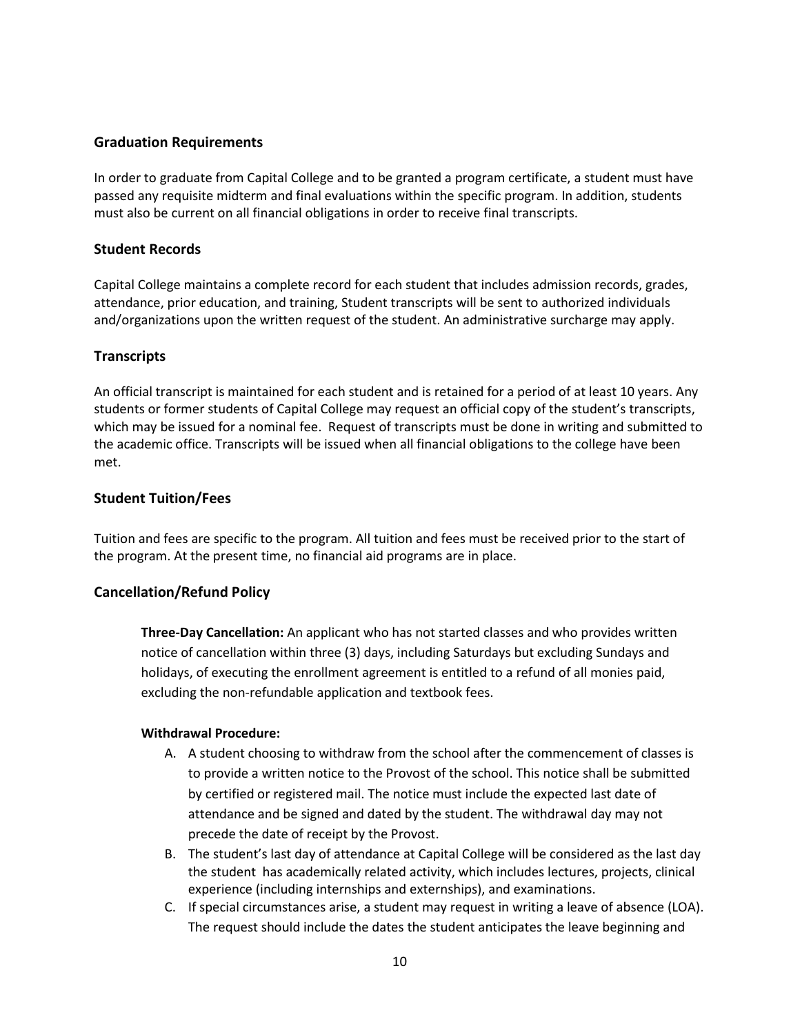## Graduation Requirements

In order to graduate from Capital College and to be granted a program certificate, a student must have passed any requisite midterm and final evaluations within the specific program. In addition, students must also be current on all financial obligations in order to receive final transcripts.

## Student Records

Capital College maintains a complete record for each student that includes admission records, grades, attendance, prior education, and training, Student transcripts will be sent to authorized individuals and/organizations upon the written request of the student. An administrative surcharge may apply.

## Transcripts

An official transcript is maintained for each student and is retained for a period of at least 10 years. Any students or former students of Capital College may request an official copy of the student's transcripts, which may be issued for a nominal fee. Request of transcripts must be done in writing and submitted to the academic office. Transcripts will be issued when all financial obligations to the college have been met.

## Student Tuition/Fees

Tuition and fees are specific to the program. All tuition and fees must be received prior to the start of the program. At the present time, no financial aid programs are in place.

## Cancellation/Refund Policy

**Three-Day Cancellation:** An applicant who has not started classes and who provides written notice of cancellation within three (3) days, including Saturdays but excluding Sundays and holidays, of executing the enrollment agreement is entitled to a refund of all monies paid, excluding the non-refundable application and textbook fees.

**Withdrawal Procedure:**

A. A student choosing to withdraw from the school after the commencement of classes is to provide a written notice to the Provost of the school. This notice shall be submitted by certified or registered mail. The notice must include the expected last date of attendance and be signed and dated by the student. The withdrawal day may not precede the date of receipt by the Provost.

B. The student's last day of attendance at Capital College will be considered as the last day the student has academically related activity, which includes lectures, projects, clinical experience (including internships and externships), and examinations.

C. If special circumstances arise, a student may request in writing a leave of absence (LOA). The request should include the dates the student anticipates the leave beginning and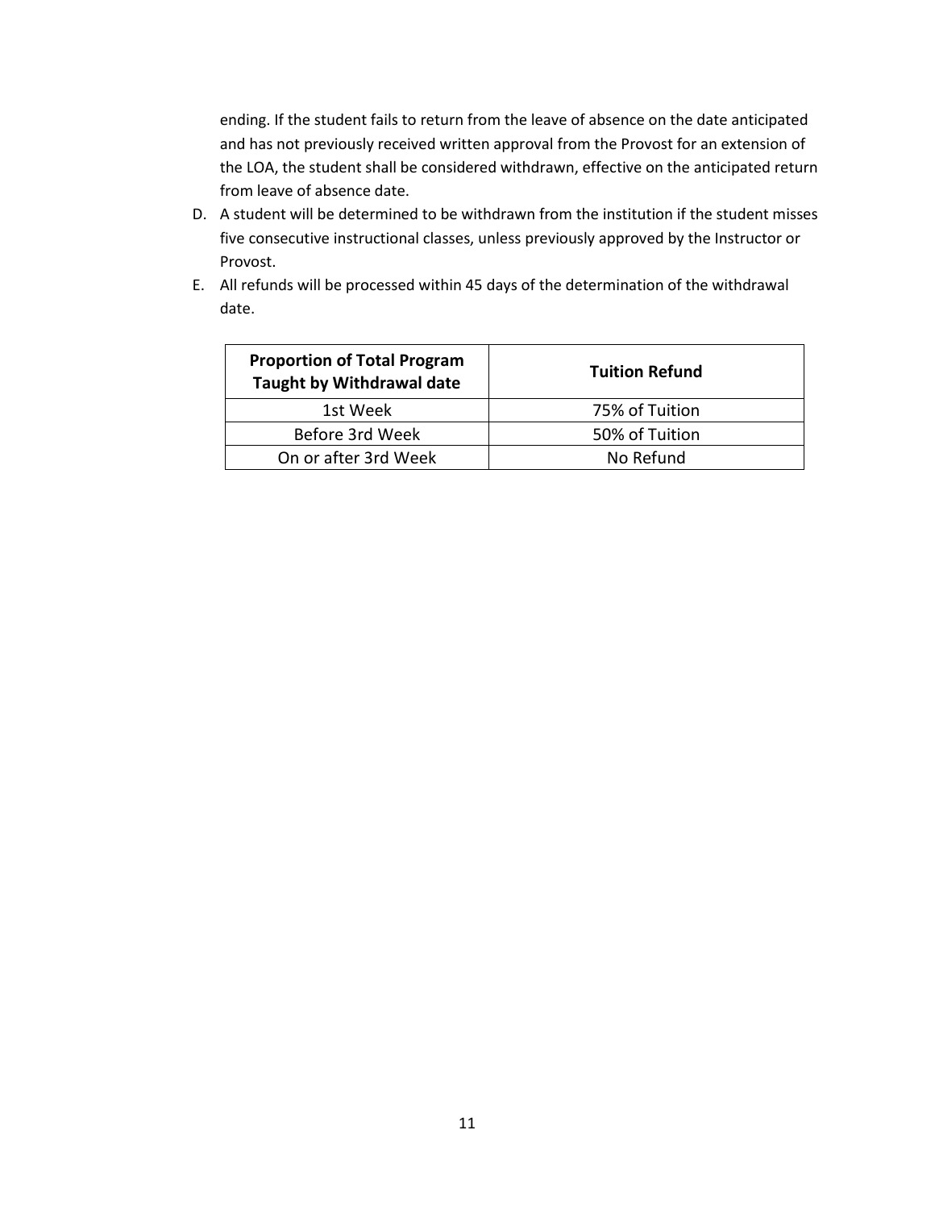ending. If the student fails to return from the leave of absence on the date anticipated and has not previously received written approval from the Provost for an extension of the LOA, the student shall be considered withdrawn, effective on the anticipated return from leave of absence date.

D. A student will be determined to be withdrawn from the institution if the student misses five consecutive instructional classes, unless previously approved by the Instructor or Provost.

E. All refunds will be processed within 45 days of the determination of the withdrawal date.

| Proportion of Total Program Taught by Withdrawal date | Tuition Refund |
| --- | --- |
| 1st Week | 75% of Tuition |
| Before 3rd Week | 50% of Tuition |
| On or after 3rd Week | No Refund |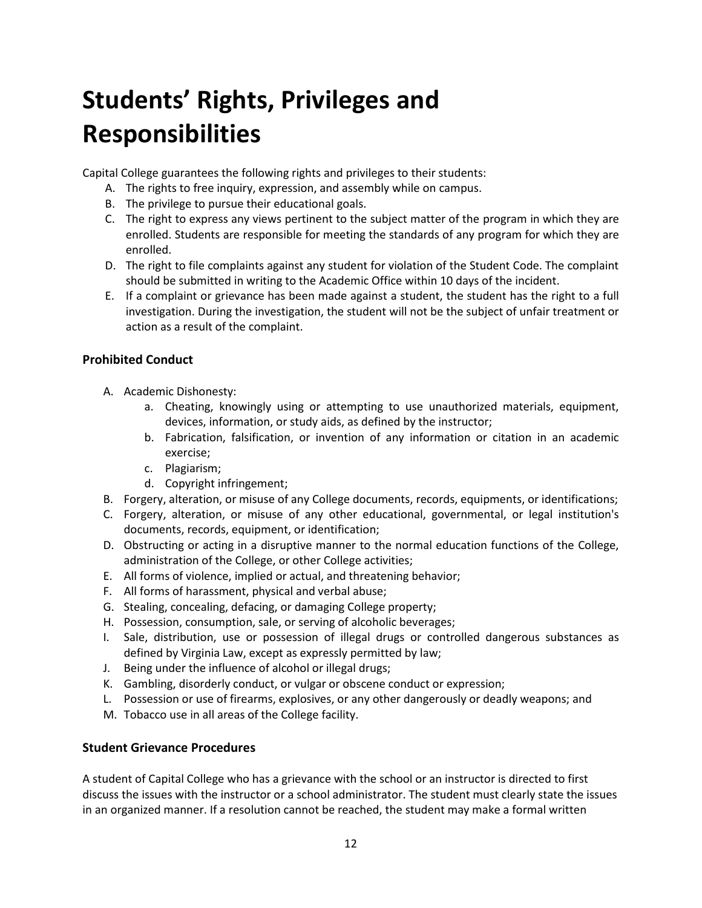# Students' Rights, Privileges and Responsibilities

Capital College guarantees the following rights and privileges to their students:

A. The rights to free inquiry, expression, and assembly while on campus.
B. The privilege to pursue their educational goals.
C. The right to express any views pertinent to the subject matter of the program in which they are enrolled. Students are responsible for meeting the standards of any program for which they are enrolled.
D. The right to file complaints against any student for violation of the Student Code. The complaint should be submitted in writing to the Academic Office within 10 days of the incident.
E. If a complaint or grievance has been made against a student, the student has the right to a full investigation. During the investigation, the student will not be the subject of unfair treatment or action as a result of the complaint.

### Prohibited Conduct

A. Academic Dishonesty:
   a. Cheating, knowingly using or attempting to use unauthorized materials, equipment, devices, information, or study aids, as defined by the instructor;
   b. Fabrication, falsification, or invention of any information or citation in an academic exercise;
   c. Plagiarism;
   d. Copyright infringement;
B. Forgery, alteration, or misuse of any College documents, records, equipments, or identifications;
C. Forgery, alteration, or misuse of any other educational, governmental, or legal institution's documents, records, equipment, or identification;
D. Obstructing or acting in a disruptive manner to the normal education functions of the College, administration of the College, or other College activities;
E. All forms of violence, implied or actual, and threatening behavior;
F. All forms of harassment, physical and verbal abuse;
G. Stealing, concealing, defacing, or damaging College property;
H. Possession, consumption, sale, or serving of alcoholic beverages;
I. Sale, distribution, use or possession of illegal drugs or controlled dangerous substances as defined by Virginia Law, except as expressly permitted by law;
J. Being under the influence of alcohol or illegal drugs;
K. Gambling, disorderly conduct, or vulgar or obscene conduct or expression;
L. Possession or use of firearms, explosives, or any other dangerously or deadly weapons; and
M. Tobacco use in all areas of the College facility.

### Student Grievance Procedures

A student of Capital College who has a grievance with the school or an instructor is directed to first discuss the issues with the instructor or a school administrator. The student must clearly state the issues in an organized manner. If a resolution cannot be reached, the student may make a formal written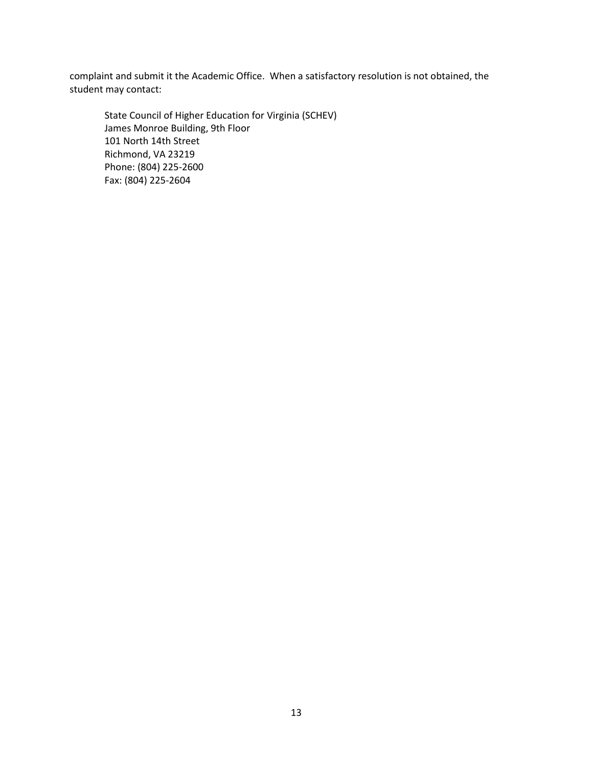complaint and submit it the Academic Office. When a satisfactory resolution is not obtained, the student may contact:

State Council of Higher Education for Virginia (SCHEV)  
James Monroe Building, 9th Floor  
101 North 14th Street  
Richmond, VA 23219  
Phone: (804) 225-2600  
Fax: (804) 225-2604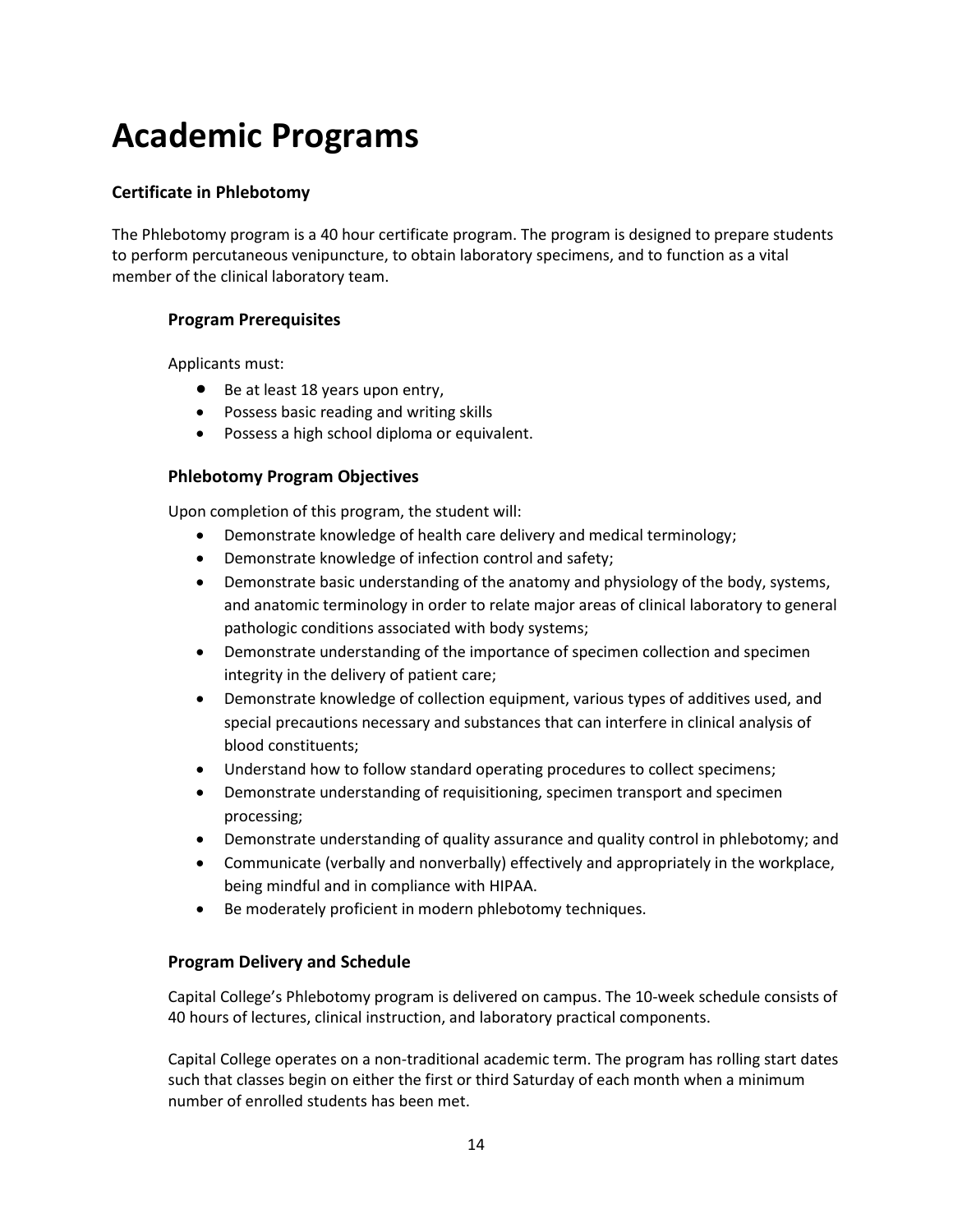# Academic Programs

## Certificate in Phlebotomy

The Phlebotomy program is a 40 hour certificate program. The program is designed to prepare students to perform percutaneous venipuncture, to obtain laboratory specimens, and to function as a vital member of the clinical laboratory team.

### Program Prerequisites

Applicants must:

- Be at least 18 years upon entry,
- Possess basic reading and writing skills
- Possess a high school diploma or equivalent.

### Phlebotomy Program Objectives

Upon completion of this program, the student will:

- Demonstrate knowledge of health care delivery and medical terminology;
- Demonstrate knowledge of infection control and safety;
- Demonstrate basic understanding of the anatomy and physiology of the body, systems, and anatomic terminology in order to relate major areas of clinical laboratory to general pathologic conditions associated with body systems;
- Demonstrate understanding of the importance of specimen collection and specimen integrity in the delivery of patient care;
- Demonstrate knowledge of collection equipment, various types of additives used, and special precautions necessary and substances that can interfere in clinical analysis of blood constituents;
- Understand how to follow standard operating procedures to collect specimens;
- Demonstrate understanding of requisitioning, specimen transport and specimen processing;
- Demonstrate understanding of quality assurance and quality control in phlebotomy; and
- Communicate (verbally and nonverbally) effectively and appropriately in the workplace, being mindful and in compliance with HIPAA.
- Be moderately proficient in modern phlebotomy techniques.

### Program Delivery and Schedule

Capital College's Phlebotomy program is delivered on campus. The 10-week schedule consists of 40 hours of lectures, clinical instruction, and laboratory practical components.

Capital College operates on a non-traditional academic term. The program has rolling start dates such that classes begin on either the first or third Saturday of each month when a minimum number of enrolled students has been met.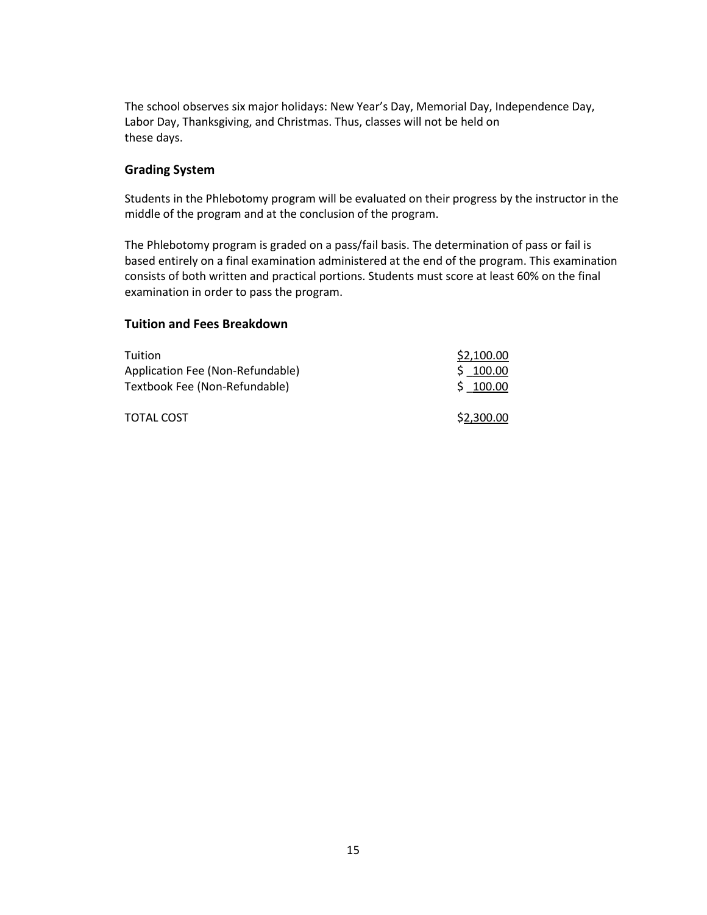The school observes six major holidays: New Year's Day, Memorial Day, Independence Day, Labor Day, Thanksgiving, and Christmas. Thus, classes will not be held on these days.

### Grading System

Students in the Phlebotomy program will be evaluated on their progress by the instructor in the middle of the program and at the conclusion of the program.

The Phlebotomy program is graded on a pass/fail basis. The determination of pass or fail is based entirely on a final examination administered at the end of the program. This examination consists of both written and practical portions. Students must score at least 60% on the final examination in order to pass the program.

### Tuition and Fees Breakdown

| | |
|---|---|
| Tuition | $2,100.00 |
| Application Fee (Non-Refundable) | $ 100.00 |
| Textbook Fee (Non-Refundable) | $ 100.00 |
| TOTAL COST | $2,300.00 |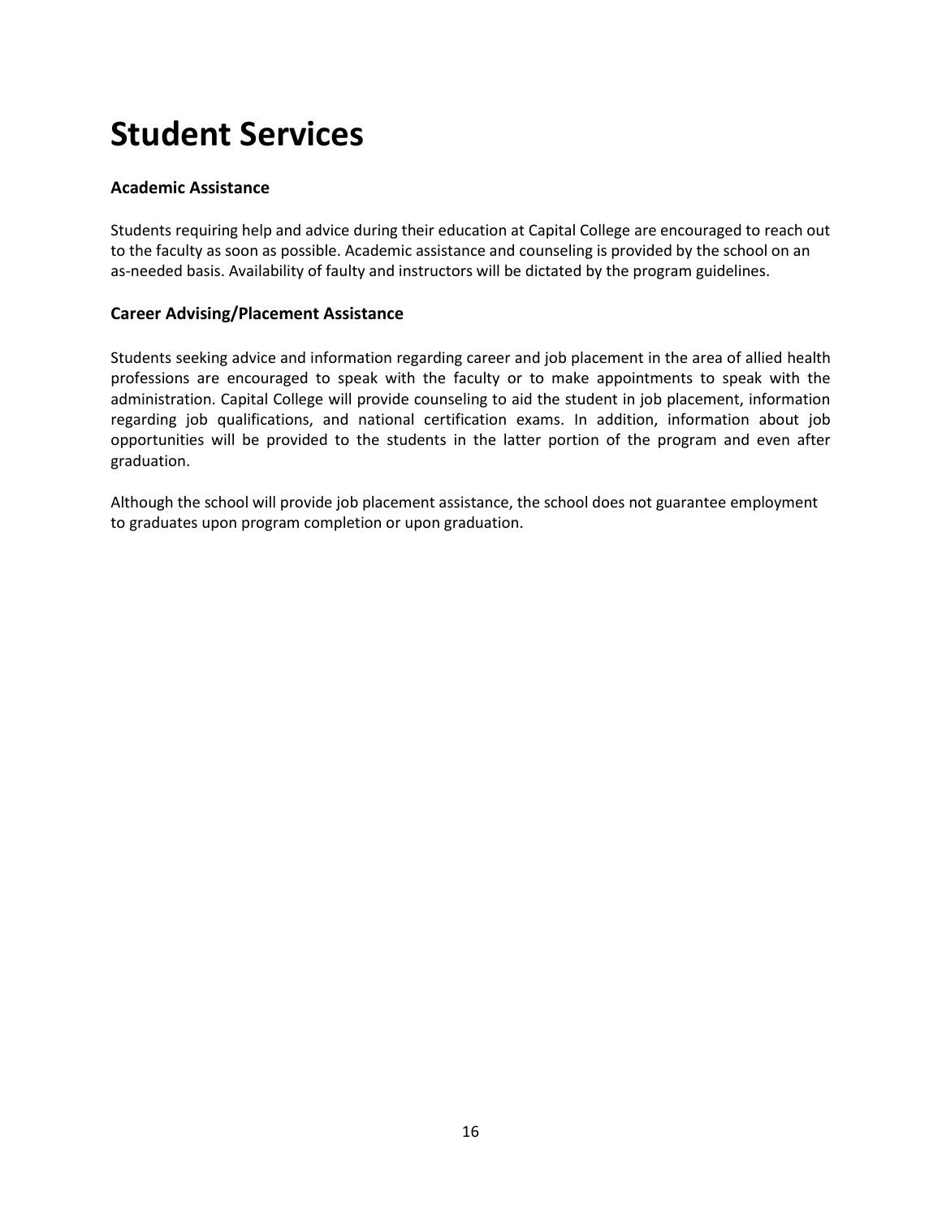# Student Services

### Academic Assistance

Students requiring help and advice during their education at Capital College are encouraged to reach out to the faculty as soon as possible. Academic assistance and counseling is provided by the school on an as-needed basis. Availability of faulty and instructors will be dictated by the program guidelines.

### Career Advising/Placement Assistance

Students seeking advice and information regarding career and job placement in the area of allied health professions are encouraged to speak with the faculty or to make appointments to speak with the administration. Capital College will provide counseling to aid the student in job placement, information regarding job qualifications, and national certification exams. In addition, information about job opportunities will be provided to the students in the latter portion of the program and even after graduation.

Although the school will provide job placement assistance, the school does not guarantee employment to graduates upon program completion or upon graduation.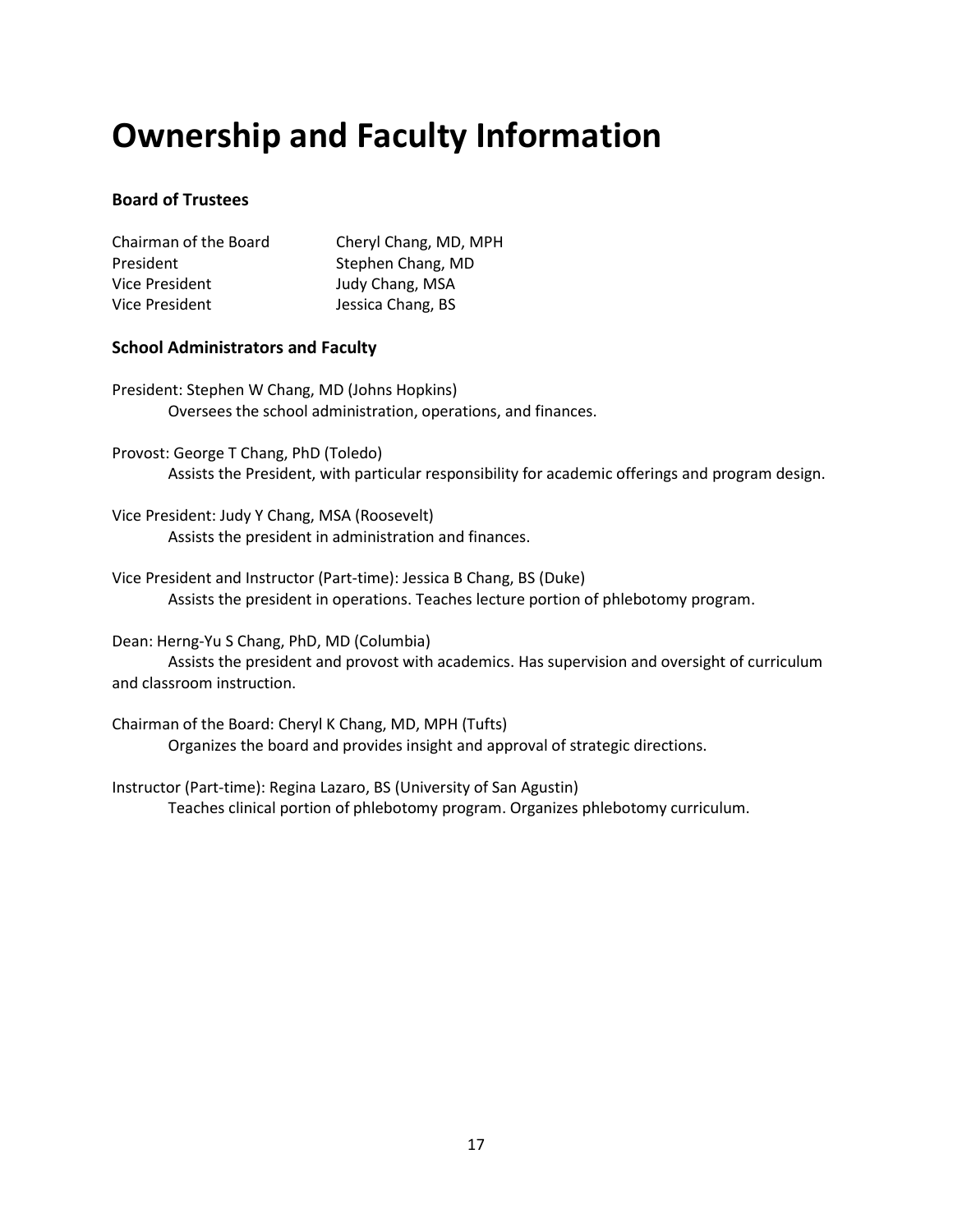# Ownership and Faculty Information

### Board of Trustees

| | |
|---|---|
| Chairman of the Board | Cheryl Chang, MD, MPH |
| President | Stephen Chang, MD |
| Vice President | Judy Chang, MSA |
| Vice President | Jessica Chang, BS |

### School Administrators and Faculty

President: Stephen W Chang, MD (Johns Hopkins)
Oversees the school administration, operations, and finances.

Provost: George T Chang, PhD (Toledo)
Assists the President, with particular responsibility for academic offerings and program design.

Vice President: Judy Y Chang, MSA (Roosevelt)
Assists the president in administration and finances.

Vice President and Instructor (Part-time): Jessica B Chang, BS (Duke)
Assists the president in operations. Teaches lecture portion of phlebotomy program.

Dean: Herng-Yu S Chang, PhD, MD (Columbia)
Assists the president and provost with academics. Has supervision and oversight of curriculum and classroom instruction.

Chairman of the Board: Cheryl K Chang, MD, MPH (Tufts)
Organizes the board and provides insight and approval of strategic directions.

Instructor (Part-time): Regina Lazaro, BS (University of San Agustin)
Teaches clinical portion of phlebotomy program. Organizes phlebotomy curriculum.